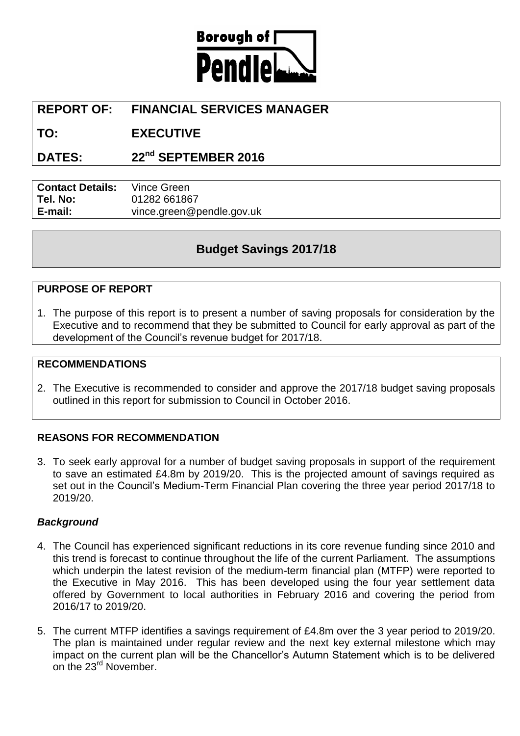**Borough of Pendle**

| | |
|---|---|
| **REPORT OF:** | **FINANCIAL SERVICES MANAGER** |
| **TO:** | **EXECUTIVE** |
| **DATES:** | **22nd SEPTEMBER 2016** |

| | |
|---|---|
| **Contact Details:** | Vince Green |
| **Tel. No:** | 01282 661867 |
| **E-mail:** | vince.green@pendle.gov.uk |

# Budget Savings 2017/18

## PURPOSE OF REPORT

1. The purpose of this report is to present a number of saving proposals for consideration by the Executive and to recommend that they be submitted to Council for early approval as part of the development of the Council's revenue budget for 2017/18.

## RECOMMENDATIONS

2. The Executive is recommended to consider and approve the 2017/18 budget saving proposals outlined in this report for submission to Council in October 2016.

## REASONS FOR RECOMMENDATION

3. To seek early approval for a number of budget saving proposals in support of the requirement to save an estimated £4.8m by 2019/20. This is the projected amount of savings required as set out in the Council's Medium-Term Financial Plan covering the three year period 2017/18 to 2019/20.

### *Background*

4. The Council has experienced significant reductions in its core revenue funding since 2010 and this trend is forecast to continue throughout the life of the current Parliament. The assumptions which underpin the latest revision of the medium-term financial plan (MTFP) were reported to the Executive in May 2016. This has been developed using the four year settlement data offered by Government to local authorities in February 2016 and covering the period from 2016/17 to 2019/20.

5. The current MTFP identifies a savings requirement of £4.8m over the 3 year period to 2019/20. The plan is maintained under regular review and the next key external milestone which may impact on the current plan will be the Chancellor's Autumn Statement which is to be delivered on the 23rd November.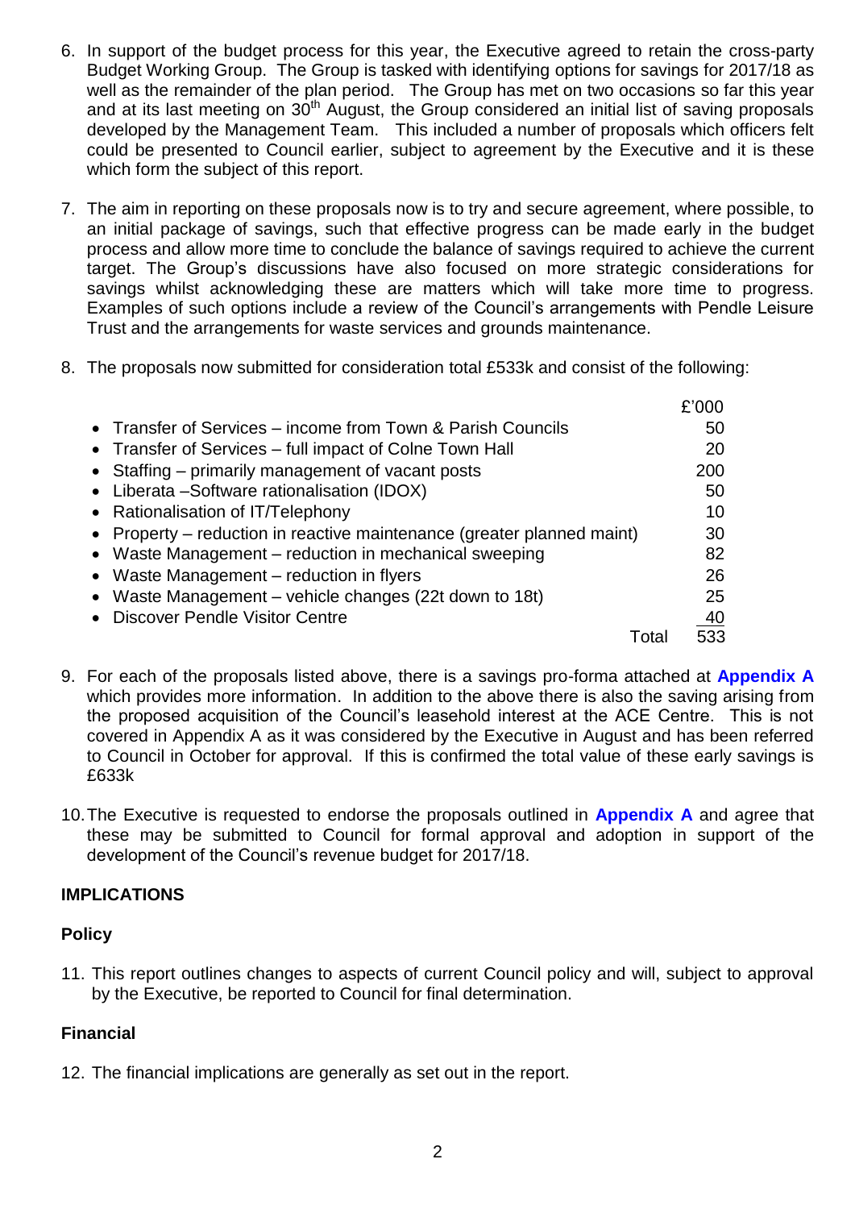6. In support of the budget process for this year, the Executive agreed to retain the cross-party Budget Working Group. The Group is tasked with identifying options for savings for 2017/18 as well as the remainder of the plan period. The Group has met on two occasions so far this year and at its last meeting on 30th August, the Group considered an initial list of saving proposals developed by the Management Team. This included a number of proposals which officers felt could be presented to Council earlier, subject to agreement by the Executive and it is these which form the subject of this report.

7. The aim in reporting on these proposals now is to try and secure agreement, where possible, to an initial package of savings, such that effective progress can be made early in the budget process and allow more time to conclude the balance of savings required to achieve the current target. The Group's discussions have also focused on more strategic considerations for savings whilst acknowledging these are matters which will take more time to progress. Examples of such options include a review of the Council's arrangements with Pendle Leisure Trust and the arrangements for waste services and grounds maintenance.

8. The proposals now submitted for consideration total £533k and consist of the following:

| | £'000 |
|---|---|
| • Transfer of Services – income from Town & Parish Councils | 50 |
| • Transfer of Services – full impact of Colne Town Hall | 20 |
| • Staffing – primarily management of vacant posts | 200 |
| • Liberata –Software rationalisation (IDOX) | 50 |
| • Rationalisation of IT/Telephony | 10 |
| • Property – reduction in reactive maintenance (greater planned maint) | 30 |
| • Waste Management – reduction in mechanical sweeping | 82 |
| • Waste Management – reduction in flyers | 26 |
| • Waste Management – vehicle changes (22t down to 18t) | 25 |
| • Discover Pendle Visitor Centre | 40 |
| Total | 533 |

9. For each of the proposals listed above, there is a savings pro-forma attached at **Appendix A** which provides more information. In addition to the above there is also the saving arising from the proposed acquisition of the Council's leasehold interest at the ACE Centre. This is not covered in Appendix A as it was considered by the Executive in August and has been referred to Council in October for approval. If this is confirmed the total value of these early savings is £633k

10. The Executive is requested to endorse the proposals outlined in **Appendix A** and agree that these may be submitted to Council for formal approval and adoption in support of the development of the Council's revenue budget for 2017/18.

## IMPLICATIONS

### Policy

11. This report outlines changes to aspects of current Council policy and will, subject to approval by the Executive, be reported to Council for final determination.

### Financial

12. The financial implications are generally as set out in the report.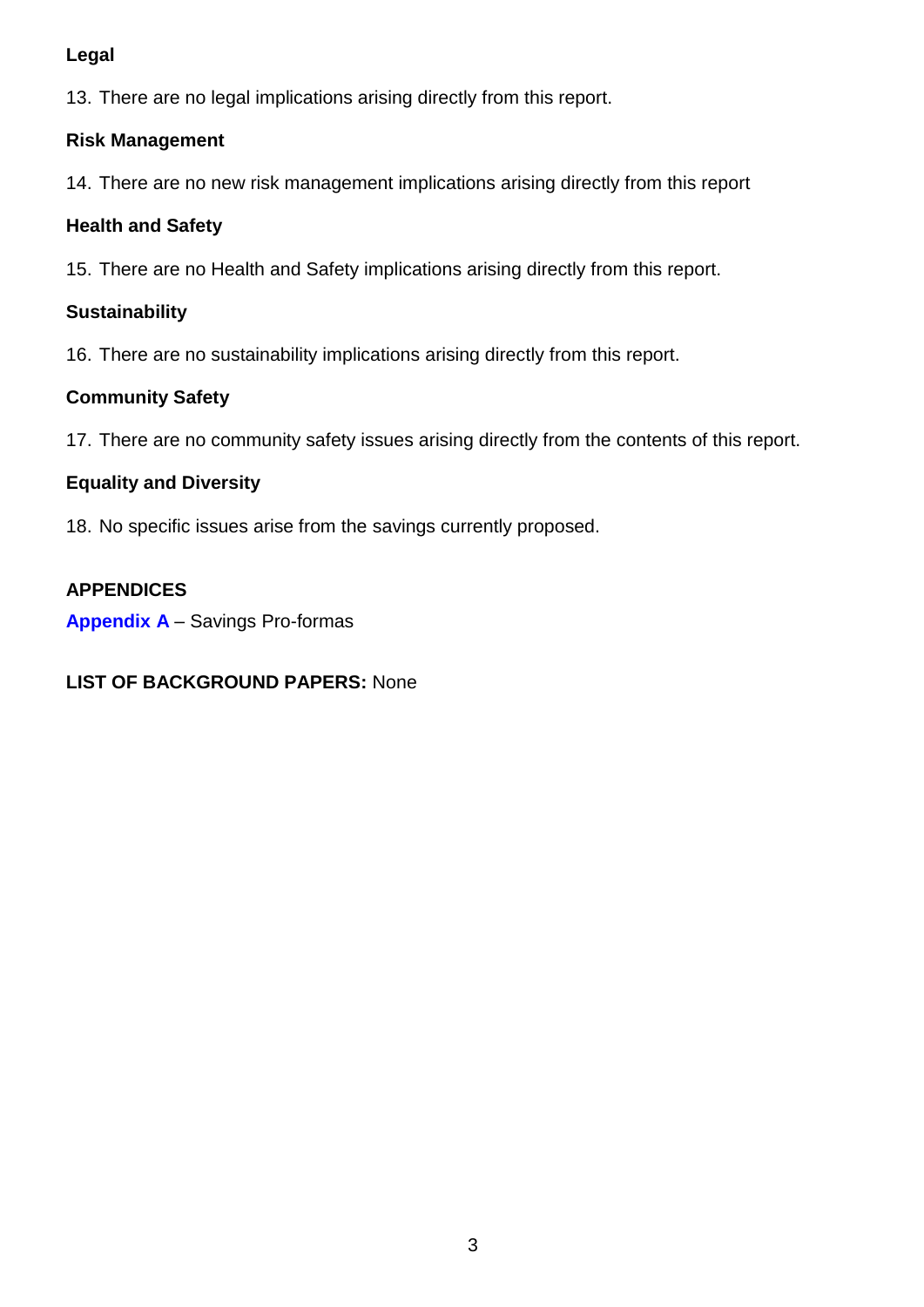**Legal**

13. There are no legal implications arising directly from this report.

**Risk Management**

14. There are no new risk management implications arising directly from this report

**Health and Safety**

15. There are no Health and Safety implications arising directly from this report.

**Sustainability**

16. There are no sustainability implications arising directly from this report.

**Community Safety**

17. There are no community safety issues arising directly from the contents of this report.

**Equality and Diversity**

18. No specific issues arise from the savings currently proposed.

**APPENDICES**

**Appendix A** – Savings Pro-formas

**LIST OF BACKGROUND PAPERS:** None